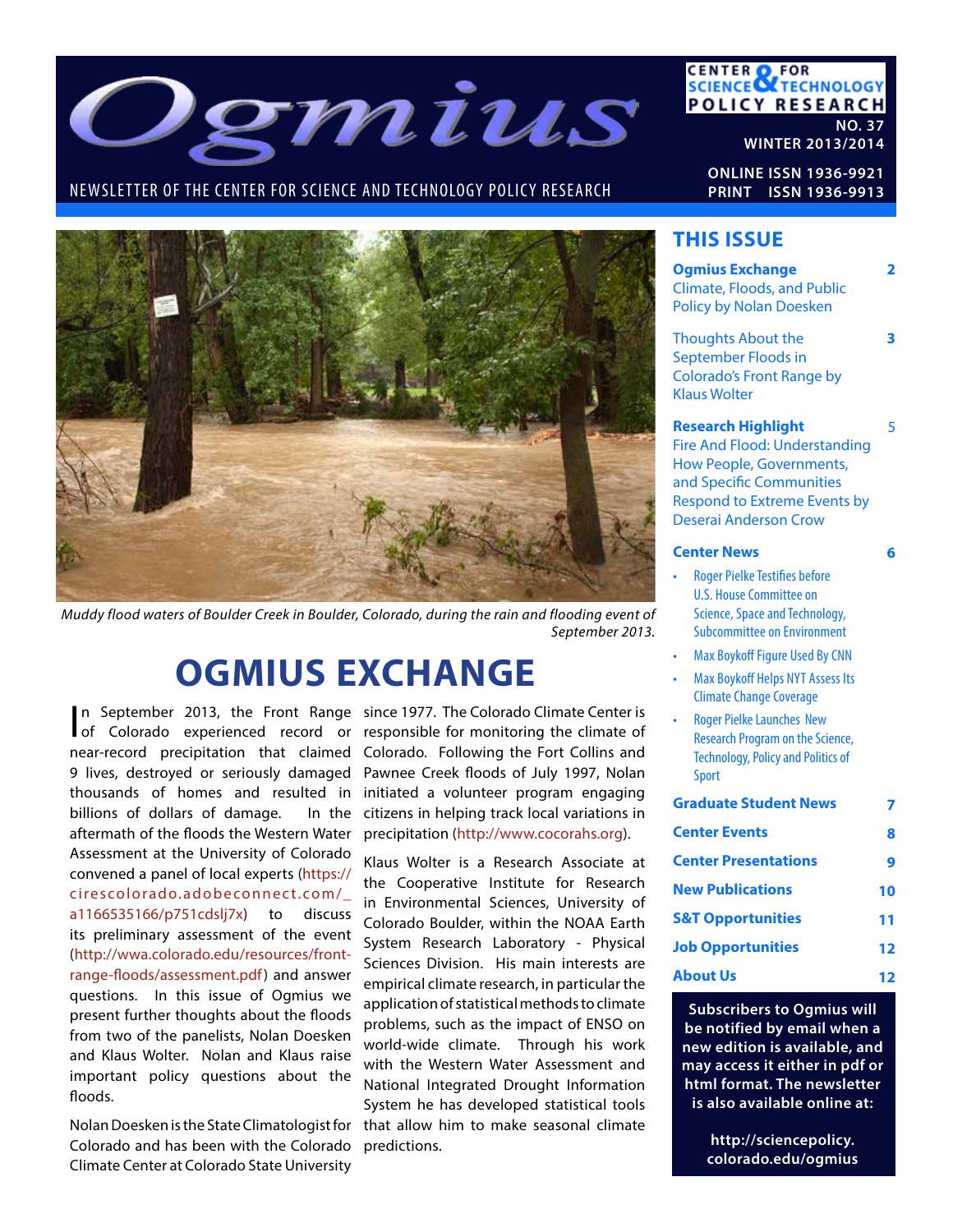# Ogmius

NEWSLETTER OF THE CENTER FOR SCIENCE AND TECHNOLOGY POLICY RESEARCH

CENTER FOR SCIENCE & TECHNOLOGY POLICY RESEARCH

NO. 37
WINTER 2013/2014

ONLINE ISSN 1936-9921
PRINT ISSN 1936-9913

*Muddy flood waters of Boulder Creek in Boulder, Colorado, during the rain and flooding event of September 2013.*

## THIS ISSUE

**Ogmius Exchange** — 2
Climate, Floods, and Public Policy by Nolan Doesken

Thoughts About the September Floods in Colorado's Front Range by Klaus Wolter — 3

**Research Highlight** — 5
Fire And Flood: Understanding How People, Governments, and Specific Communities Respond to Extreme Events by Deserai Anderson Crow

**Center News** — 6
- Roger Pielke Testifies before U.S. House Committee on Science, Space and Technology, Subcommittee on Environment
- Max Boykoff Figure Used By CNN
- Max Boykoff Helps NYT Assess Its Climate Change Coverage
- Roger Pielke Launches New Research Program on the Science, Technology, Policy and Politics of Sport

**Graduate Student News** — 7

**Center Events** — 8

**Center Presentations** — 9

**New Publications** — 10

**S&T Opportunities** — 11

**Job Opportunities** — 12

**About Us** — 12

**Subscribers to Ogmius will be notified by email when a new edition is available, and may access it either in pdf or html format. The newsletter is also available online at:**

**http://sciencepolicy.colorado.edu/ogmius**

# OGMIUS EXCHANGE

In September 2013, the Front Range of Colorado experienced record or near-record precipitation that claimed 9 lives, destroyed or seriously damaged thousands of homes and resulted in billions of dollars of damage. In the aftermath of the floods the Western Water Assessment at the University of Colorado convened a panel of local experts (https://cirescolorado.adobeconnect.com/_a1166535166/p751cdslj7x) to discuss its preliminary assessment of the event (http://wwa.colorado.edu/resources/front-range-floods/assessment.pdf) and answer questions. In this issue of Ogmius we present further thoughts about the floods from two of the panelists, Nolan Doesken and Klaus Wolter. Nolan and Klaus raise important policy questions about the floods.

Nolan Doesken is the State Climatologist for Colorado and has been with the Colorado Climate Center at Colorado State University since 1977. The Colorado Climate Center is responsible for monitoring the climate of Colorado. Following the Fort Collins and Pawnee Creek floods of July 1997, Nolan initiated a volunteer program engaging citizens in helping track local variations in precipitation (http://www.cocorahs.org).

Klaus Wolter is a Research Associate at the Cooperative Institute for Research in Environmental Sciences, University of Colorado Boulder, within the NOAA Earth System Research Laboratory - Physical Sciences Division. His main interests are empirical climate research, in particular the application of statistical methods to climate problems, such as the impact of ENSO on world-wide climate. Through his work with the Western Water Assessment and National Integrated Drought Information System he has developed statistical tools that allow him to make seasonal climate predictions.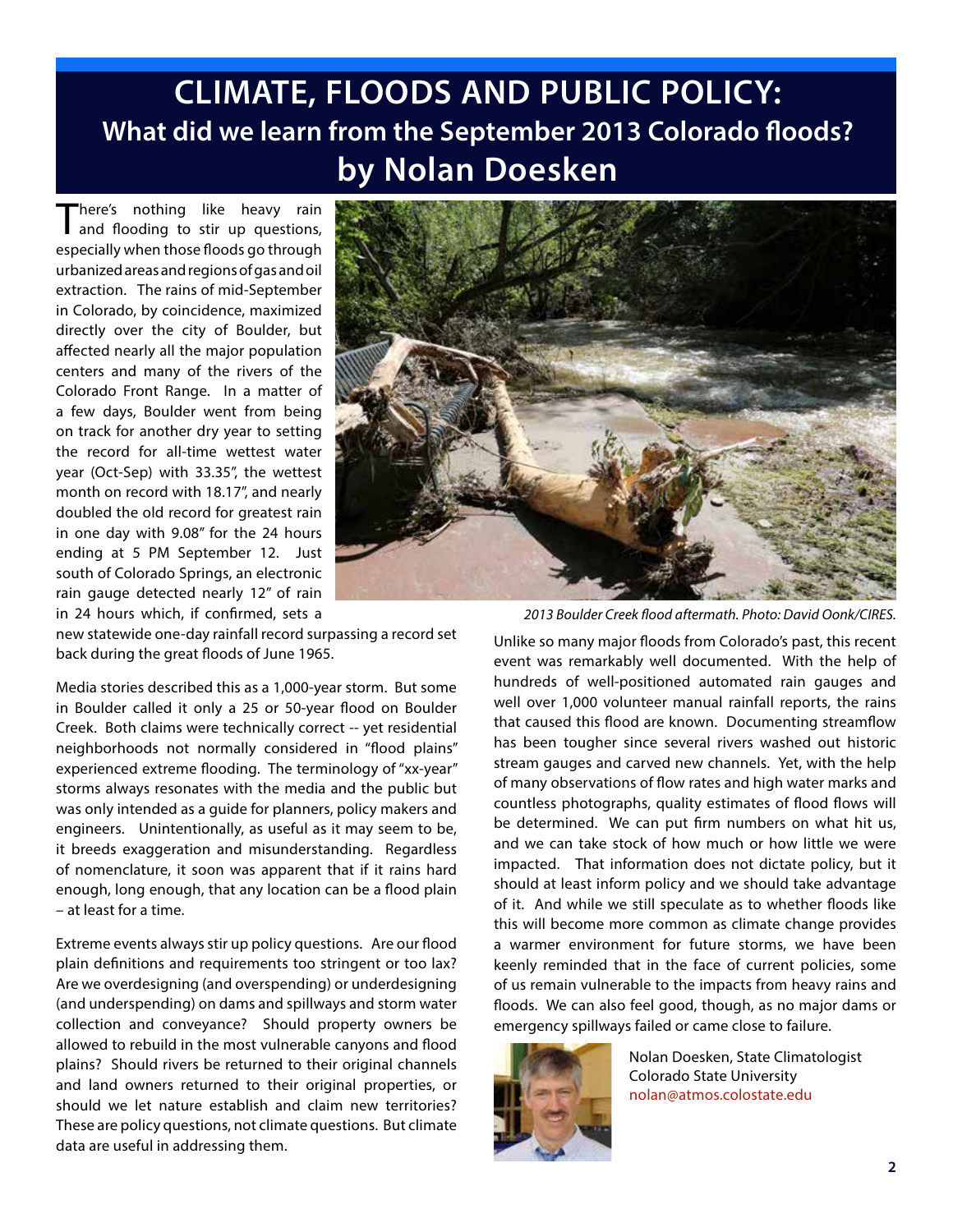# CLIMATE, FLOODS AND PUBLIC POLICY:

## What did we learn from the September 2013 Colorado floods?

## by Nolan Doesken

There's nothing like heavy rain and flooding to stir up questions, especially when those floods go through urbanized areas and regions of gas and oil extraction. The rains of mid-September in Colorado, by coincidence, maximized directly over the city of Boulder, but affected nearly all the major population centers and many of the rivers of the Colorado Front Range. In a matter of a few days, Boulder went from being on track for another dry year to setting the record for all-time wettest water year (Oct-Sep) with 33.35", the wettest month on record with 18.17", and nearly doubled the old record for greatest rain in one day with 9.08" for the 24 hours ending at 5 PM September 12. Just south of Colorado Springs, an electronic rain gauge detected nearly 12" of rain in 24 hours which, if confirmed, sets a new statewide one-day rainfall record surpassing a record set back during the great floods of June 1965.

*2013 Boulder Creek flood aftermath. Photo: David Oonk/CIRES.*

Media stories described this as a 1,000-year storm. But some in Boulder called it only a 25 or 50-year flood on Boulder Creek. Both claims were technically correct -- yet residential neighborhoods not normally considered in "flood plains" experienced extreme flooding. The terminology of "xx-year" storms always resonates with the media and the public but was only intended as a guide for planners, policy makers and engineers. Unintentionally, as useful as it may seem to be, it breeds exaggeration and misunderstanding. Regardless of nomenclature, it soon was apparent that if it rains hard enough, long enough, that any location can be a flood plain – at least for a time.

Extreme events always stir up policy questions. Are our flood plain definitions and requirements too stringent or too lax? Are we overdesigning (and overspending) or underdesigning (and underspending) on dams and spillways and storm water collection and conveyance? Should property owners be allowed to rebuild in the most vulnerable canyons and flood plains? Should rivers be returned to their original channels and land owners returned to their original properties, or should we let nature establish and claim new territories? These are policy questions, not climate questions. But climate data are useful in addressing them.

Unlike so many major floods from Colorado's past, this recent event was remarkably well documented. With the help of hundreds of well-positioned automated rain gauges and well over 1,000 volunteer manual rainfall reports, the rains that caused this flood are known. Documenting streamflow has been tougher since several rivers washed out historic stream gauges and carved new channels. Yet, with the help of many observations of flow rates and high water marks and countless photographs, quality estimates of flood flows will be determined. We can put firm numbers on what hit us, and we can take stock of how much or how little we were impacted. That information does not dictate policy, but it should at least inform policy and we should take advantage of it. And while we still speculate as to whether floods like this will become more common as climate change provides a warmer environment for future storms, we have been keenly reminded that in the face of current policies, some of us remain vulnerable to the impacts from heavy rains and floods. We can also feel good, though, as no major dams or emergency spillways failed or came close to failure.

Nolan Doesken, State Climatologist
Colorado State University
nolan@atmos.colostate.edu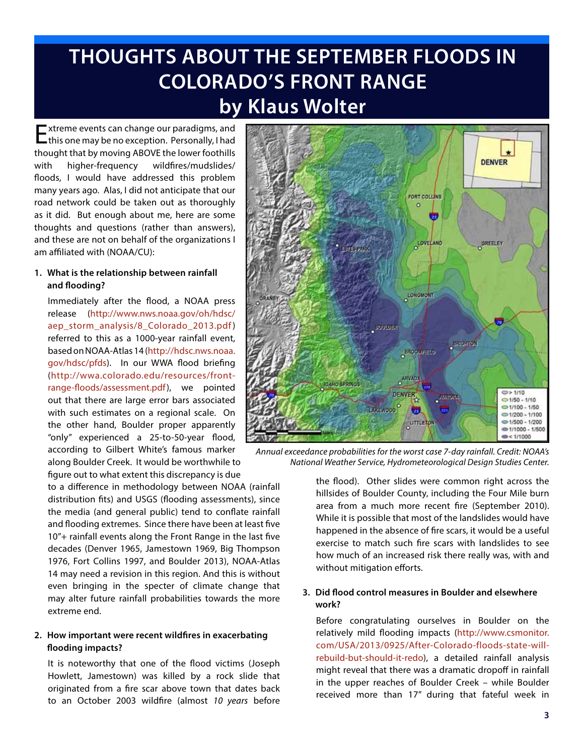# THOUGHTS ABOUT THE SEPTEMBER FLOODS IN COLORADO'S FRONT RANGE

## by Klaus Wolter

Extreme events can change our paradigms, and this one may be no exception. Personally, I had thought that by moving ABOVE the lower foothills with higher-frequency wildfires/mudslides/floods, I would have addressed this problem many years ago. Alas, I did not anticipate that our road network could be taken out as thoroughly as it did. But enough about me, here are some thoughts and questions (rather than answers), and these are not on behalf of the organizations I am affiliated with (NOAA/CU):

### 1. What is the relationship between rainfall and flooding?

Immediately after the flood, a NOAA press release (http://www.nws.noaa.gov/oh/hdsc/aep_storm_analysis/8_Colorado_2013.pdf) referred to this as a 1000-year rainfall event, based on NOAA-Atlas 14 (http://hdsc.nws.noaa.gov/hdsc/pfds). In our WWA flood briefing (http://wwa.colorado.edu/resources/front-range-floods/assessment.pdf), we pointed out that there are large error bars associated with such estimates on a regional scale. On the other hand, Boulder proper apparently "only" experienced a 25-to-50-year flood, according to Gilbert White's famous marker along Boulder Creek. It would be worthwhile to figure out to what extent this discrepancy is due to a difference in methodology between NOAA (rainfall distribution fits) and USGS (flooding assessments), since the media (and general public) tend to conflate rainfall and flooding extremes. Since there have been at least five 10"+ rainfall events along the Front Range in the last five decades (Denver 1965, Jamestown 1969, Big Thompson 1976, Fort Collins 1997, and Boulder 2013), NOAA-Atlas 14 may need a revision in this region. And this is without even bringing in the specter of climate change that may alter future rainfall probabilities towards the more extreme end.

*Annual exceedance probabilities for the worst case 7-day rainfall. Credit: NOAA's National Weather Service, Hydrometeorological Design Studies Center.*

### 2. How important were recent wildfires in exacerbating flooding impacts?

It is noteworthy that one of the flood victims (Joseph Howlett, Jamestown) was killed by a rock slide that originated from a fire scar above town that dates back to an October 2003 wildfire (almost *10 years* before the flood). Other slides were common right across the hillsides of Boulder County, including the Four Mile burn area from a much more recent fire (September 2010). While it is possible that most of the landslides would have happened in the absence of fire scars, it would be a useful exercise to match such fire scars with landslides to see how much of an increased risk there really was, with and without mitigation efforts.

### 3. Did flood control measures in Boulder and elsewhere work?

Before congratulating ourselves in Boulder on the relatively mild flooding impacts (http://www.csmonitor.com/USA/2013/0925/After-Colorado-floods-state-will-rebuild-but-should-it-redo), a detailed rainfall analysis might reveal that there was a dramatic dropoff in rainfall in the upper reaches of Boulder Creek – while Boulder received more than 17" during that fateful week in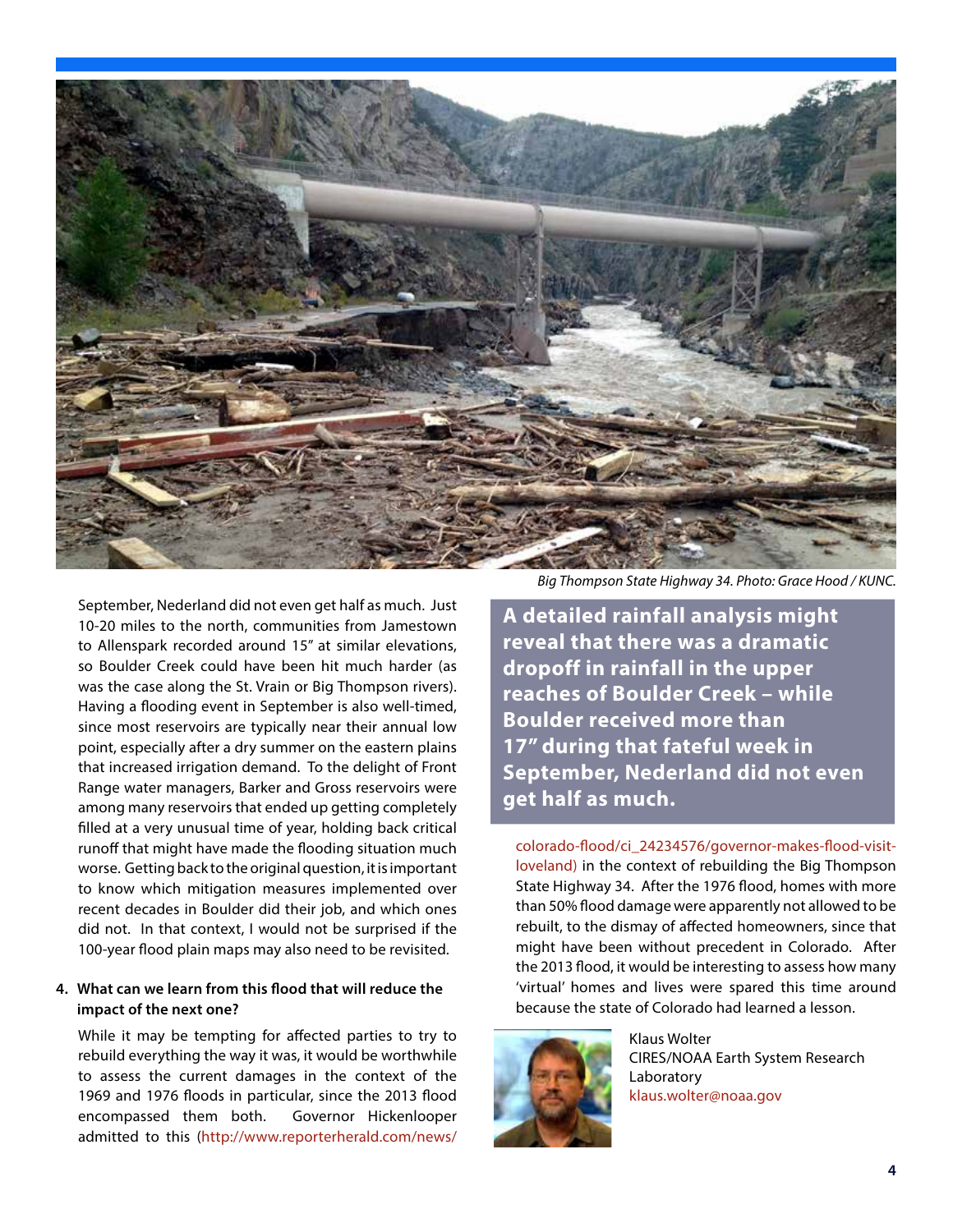*Big Thompson State Highway 34. Photo: Grace Hood / KUNC.*

September, Nederland did not even get half as much. Just 10-20 miles to the north, communities from Jamestown to Allenspark recorded around 15" at similar elevations, so Boulder Creek could have been hit much harder (as was the case along the St. Vrain or Big Thompson rivers). Having a flooding event in September is also well-timed, since most reservoirs are typically near their annual low point, especially after a dry summer on the eastern plains that increased irrigation demand. To the delight of Front Range water managers, Barker and Gross reservoirs were among many reservoirs that ended up getting completely filled at a very unusual time of year, holding back critical runoff that might have made the flooding situation much worse. Getting back to the original question, it is important to know which mitigation measures implemented over recent decades in Boulder did their job, and which ones did not. In that context, I would not be surprised if the 100-year flood plain maps may also need to be revisited.

**4. What can we learn from this flood that will reduce the impact of the next one?**

While it may be tempting for affected parties to try to rebuild everything the way it was, it would be worthwhile to assess the current damages in the context of the 1969 and 1976 floods in particular, since the 2013 flood encompassed them both. Governor Hickenlooper admitted to this (http://www.reporterherald.com/news/colorado-flood/ci_24234576/governor-makes-flood-visit-loveland) in the context of rebuilding the Big Thompson State Highway 34. After the 1976 flood, homes with more than 50% flood damage were apparently not allowed to be rebuilt, to the dismay of affected homeowners, since that might have been without precedent in Colorado. After the 2013 flood, it would be interesting to assess how many 'virtual' homes and lives were spared this time around because the state of Colorado had learned a lesson.

**A detailed rainfall analysis might reveal that there was a dramatic dropoff in rainfall in the upper reaches of Boulder Creek – while Boulder received more than 17" during that fateful week in September, Nederland did not even get half as much.**

Klaus Wolter
CIRES/NOAA Earth System Research Laboratory
klaus.wolter@noaa.gov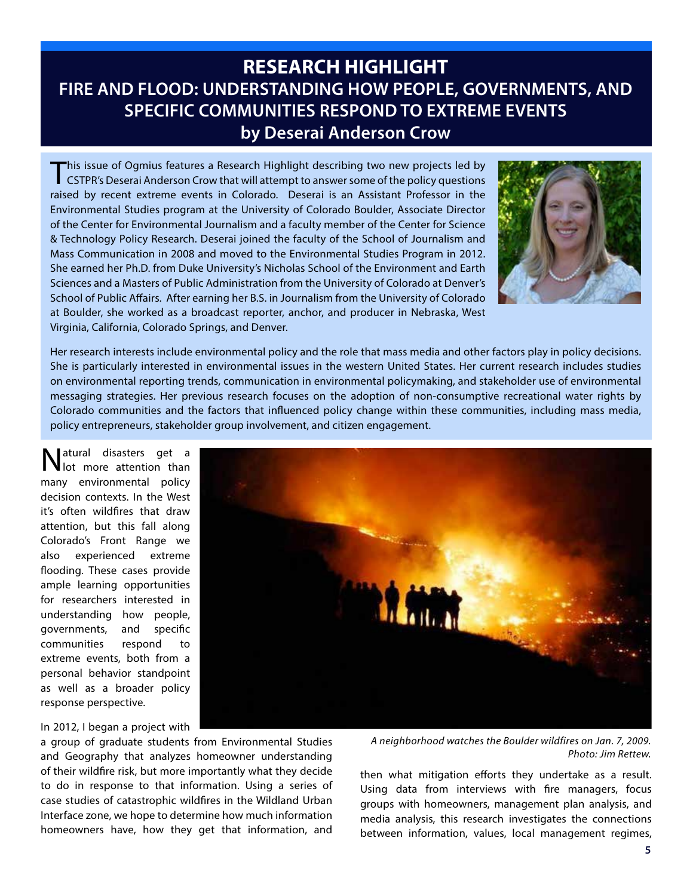# RESEARCH HIGHLIGHT

## FIRE AND FLOOD: UNDERSTANDING HOW PEOPLE, GOVERNMENTS, AND SPECIFIC COMMUNITIES RESPOND TO EXTREME EVENTS

### by Deserai Anderson Crow

This issue of Ogmius features a Research Highlight describing two new projects led by CSTPR's Deserai Anderson Crow that will attempt to answer some of the policy questions raised by recent extreme events in Colorado. Deserai is an Assistant Professor in the Environmental Studies program at the University of Colorado Boulder, Associate Director of the Center for Environmental Journalism and a faculty member of the Center for Science & Technology Policy Research. Deserai joined the faculty of the School of Journalism and Mass Communication in 2008 and moved to the Environmental Studies Program in 2012. She earned her Ph.D. from Duke University's Nicholas School of the Environment and Earth Sciences and a Masters of Public Administration from the University of Colorado at Denver's School of Public Affairs. After earning her B.S. in Journalism from the University of Colorado at Boulder, she worked as a broadcast reporter, anchor, and producer in Nebraska, West Virginia, California, Colorado Springs, and Denver.

Her research interests include environmental policy and the role that mass media and other factors play in policy decisions. She is particularly interested in environmental issues in the western United States. Her current research includes studies on environmental reporting trends, communication in environmental policymaking, and stakeholder use of environmental messaging strategies. Her previous research focuses on the adoption of non-consumptive recreational water rights by Colorado communities and the factors that influenced policy change within these communities, including mass media, policy entrepreneurs, stakeholder group involvement, and citizen engagement.

Natural disasters get a lot more attention than many environmental policy decision contexts. In the West it's often wildfires that draw attention, but this fall along Colorado's Front Range we also experienced extreme flooding. These cases provide ample learning opportunities for researchers interested in understanding how people, governments, and specific communities respond to extreme events, both from a personal behavior standpoint as well as a broader policy response perspective.

*A neighborhood watches the Boulder wildfires on Jan. 7, 2009. Photo: Jim Rettew.*

In 2012, I began a project with a group of graduate students from Environmental Studies and Geography that analyzes homeowner understanding of their wildfire risk, but more importantly what they decide to do in response to that information. Using a series of case studies of catastrophic wildfires in the Wildland Urban Interface zone, we hope to determine how much information homeowners have, how they get that information, and then what mitigation efforts they undertake as a result. Using data from interviews with fire managers, focus groups with homeowners, management plan analysis, and media analysis, this research investigates the connections between information, values, local management regimes,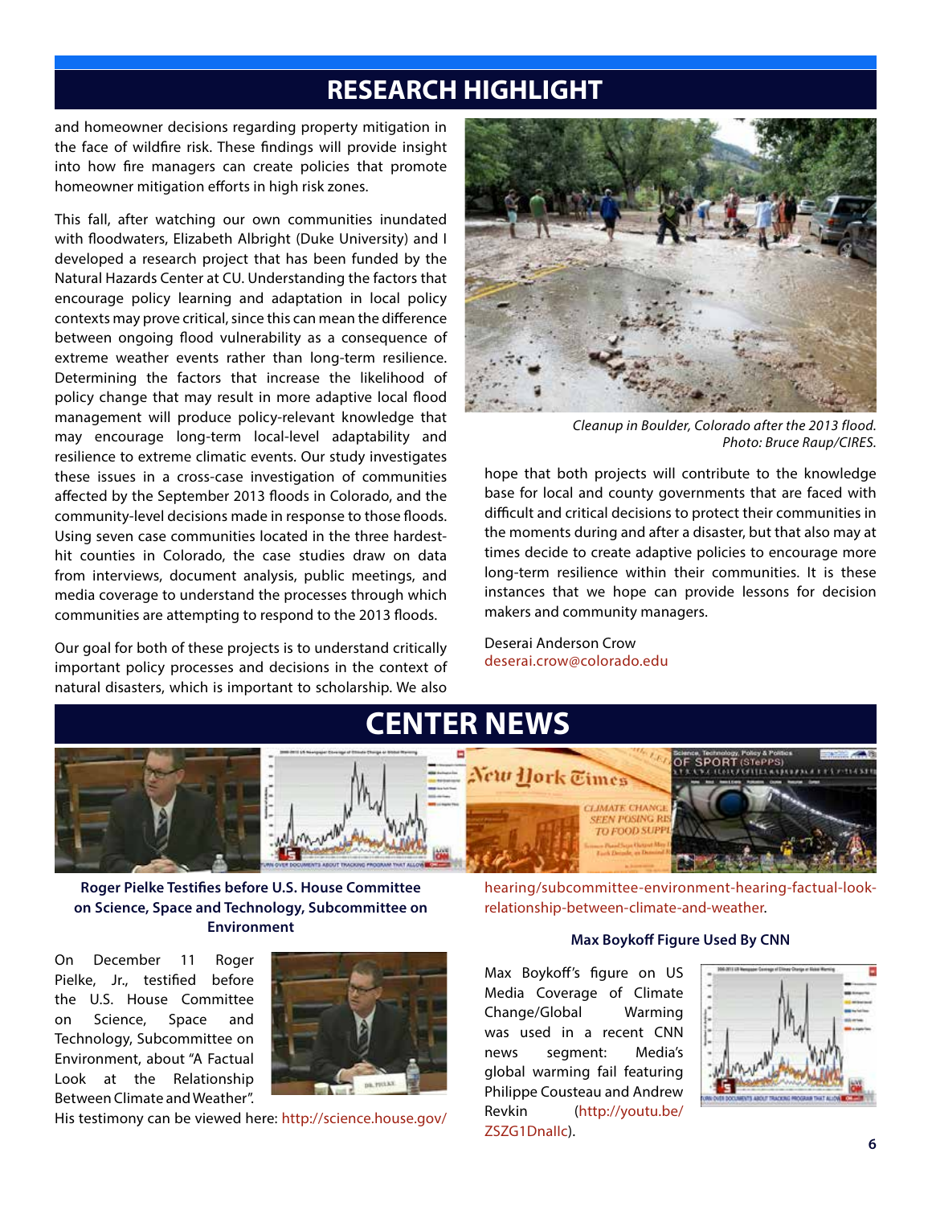# RESEARCH HIGHLIGHT

and homeowner decisions regarding property mitigation in the face of wildfire risk. These findings will provide insight into how fire managers can create policies that promote homeowner mitigation efforts in high risk zones.

This fall, after watching our own communities inundated with floodwaters, Elizabeth Albright (Duke University) and I developed a research project that has been funded by the Natural Hazards Center at CU. Understanding the factors that encourage policy learning and adaptation in local policy contexts may prove critical, since this can mean the difference between ongoing flood vulnerability as a consequence of extreme weather events rather than long-term resilience. Determining the factors that increase the likelihood of policy change that may result in more adaptive local flood management will produce policy-relevant knowledge that may encourage long-term local-level adaptability and resilience to extreme climatic events. Our study investigates these issues in a cross-case investigation of communities affected by the September 2013 floods in Colorado, and the community-level decisions made in response to those floods. Using seven case communities located in the three hardest-hit counties in Colorado, the case studies draw on data from interviews, document analysis, public meetings, and media coverage to understand the processes through which communities are attempting to respond to the 2013 floods.

Our goal for both of these projects is to understand critically important policy processes and decisions in the context of natural disasters, which is important to scholarship. We also hope that both projects will contribute to the knowledge base for local and county governments that are faced with difficult and critical decisions to protect their communities in the moments during and after a disaster, but that also may at times decide to create adaptive policies to encourage more long-term resilience within their communities. It is these instances that we hope can provide lessons for decision makers and community managers.

*Cleanup in Boulder, Colorado after the 2013 flood. Photo: Bruce Raup/CIRES.*

Deserai Anderson Crow
deserai.crow@colorado.edu

# CENTER NEWS

### Roger Pielke Testifies before U.S. House Committee on Science, Space and Technology, Subcommittee on Environment

On December 11 Roger Pielke, Jr., testified before the U.S. House Committee on Science, Space and Technology, Subcommittee on Environment, about "A Factual Look at the Relationship Between Climate and Weather". His testimony can be viewed here: http://science.house.gov/hearing/subcommittee-environment-hearing-factual-look-relationship-between-climate-and-weather.

### Max Boykoff Figure Used By CNN

Max Boykoff's figure on US Media Coverage of Climate Change/Global Warming was used in a recent CNN news segment: Media's global warming fail featuring Philippe Cousteau and Andrew Revkin (http://youtu.be/ZSZG1Dnallc).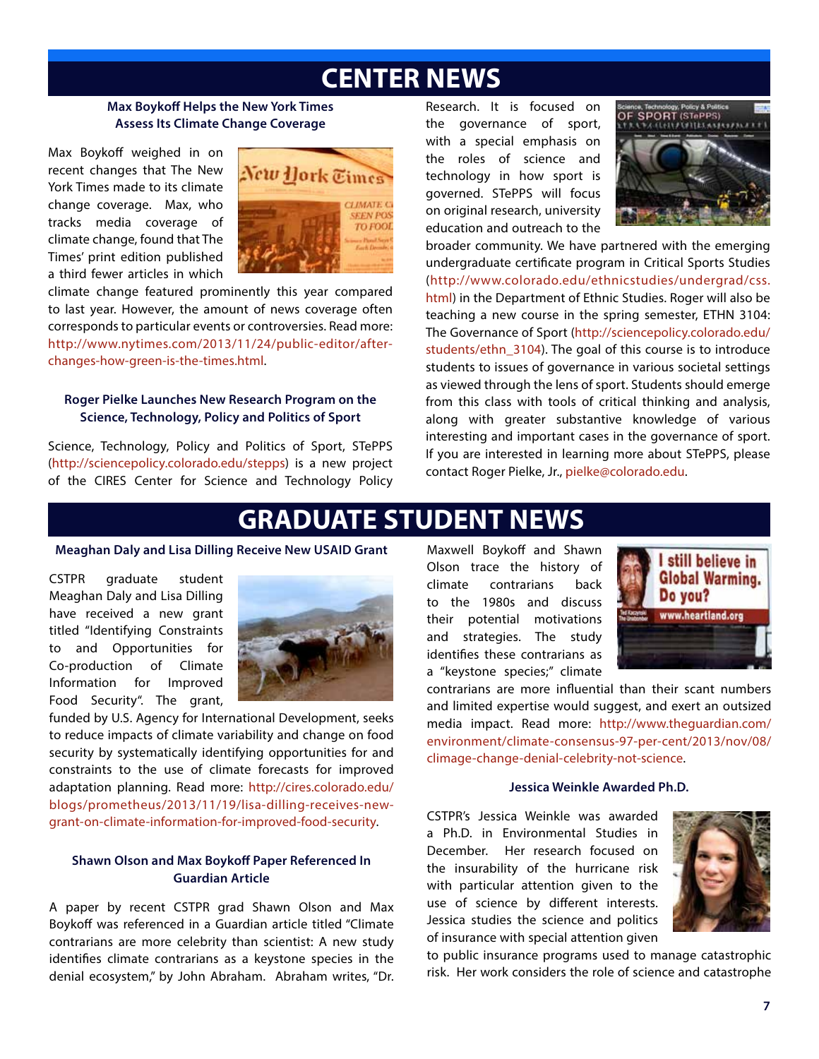# CENTER NEWS

### Max Boykoff Helps the New York Times Assess Its Climate Change Coverage

Max Boykoff weighed in on recent changes that The New York Times made to its climate change coverage. Max, who tracks media coverage of climate change, found that The Times' print edition published a third fewer articles in which climate change featured prominently this year compared to last year. However, the amount of news coverage often corresponds to particular events or controversies. Read more: http://www.nytimes.com/2013/11/24/public-editor/after-changes-how-green-is-the-times.html.

### Roger Pielke Launches New Research Program on the Science, Technology, Policy and Politics of Sport

Science, Technology, Policy and Politics of Sport, STePPS (http://sciencepolicy.colorado.edu/stepps) is a new project of the CIRES Center for Science and Technology Policy Research. It is focused on the governance of sport, with a special emphasis on the roles of science and technology in how sport is governed. STePPS will focus on original research, university education and outreach to the broader community. We have partnered with the emerging undergraduate certificate program in Critical Sports Studies (http://www.colorado.edu/ethnicstudies/undergrad/css.html) in the Department of Ethnic Studies. Roger will also be teaching a new course in the spring semester, ETHN 3104: The Governance of Sport (http://sciencepolicy.colorado.edu/students/ethn_3104). The goal of this course is to introduce students to issues of governance in various societal settings as viewed through the lens of sport. Students should emerge from this class with tools of critical thinking and analysis, along with greater substantive knowledge of various interesting and important cases in the governance of sport. If you are interested in learning more about STePPS, please contact Roger Pielke, Jr., pielke@colorado.edu.

# GRADUATE STUDENT NEWS

### Meaghan Daly and Lisa Dilling Receive New USAID Grant

CSTPR graduate student Meaghan Daly and Lisa Dilling have received a new grant titled "Identifying Constraints to and Opportunities for Co-production of Climate Information for Improved Food Security". The grant, funded by U.S. Agency for International Development, seeks to reduce impacts of climate variability and change on food security by systematically identifying opportunities for and constraints to the use of climate forecasts for improved adaptation planning. Read more: http://cires.colorado.edu/blogs/prometheus/2013/11/19/lisa-dilling-receives-new-grant-on-climate-information-for-improved-food-security.

### Shawn Olson and Max Boykoff Paper Referenced In Guardian Article

A paper by recent CSTPR grad Shawn Olson and Max Boykoff was referenced in a Guardian article titled "Climate contrarians are more celebrity than scientist: A new study identifies climate contrarians as a keystone species in the denial ecosystem," by John Abraham. Abraham writes, "Dr. Maxwell Boykoff and Shawn Olson trace the history of climate contrarians back to the 1980s and discuss their potential motivations and strategies. The study identifies these contrarians as a "keystone species;" climate contrarians are more influential than their scant numbers and limited expertise would suggest, and exert an outsized media impact. Read more: http://www.theguardian.com/environment/climate-consensus-97-per-cent/2013/nov/08/climage-change-denial-celebrity-not-science.

### Jessica Weinkle Awarded Ph.D.

CSTPR's Jessica Weinkle was awarded a Ph.D. in Environmental Studies in December. Her research focused on the insurability of the hurricane risk with particular attention given to the use of science by different interests. Jessica studies the science and politics of insurance with special attention given to public insurance programs used to manage catastrophic risk. Her work considers the role of science and catastrophe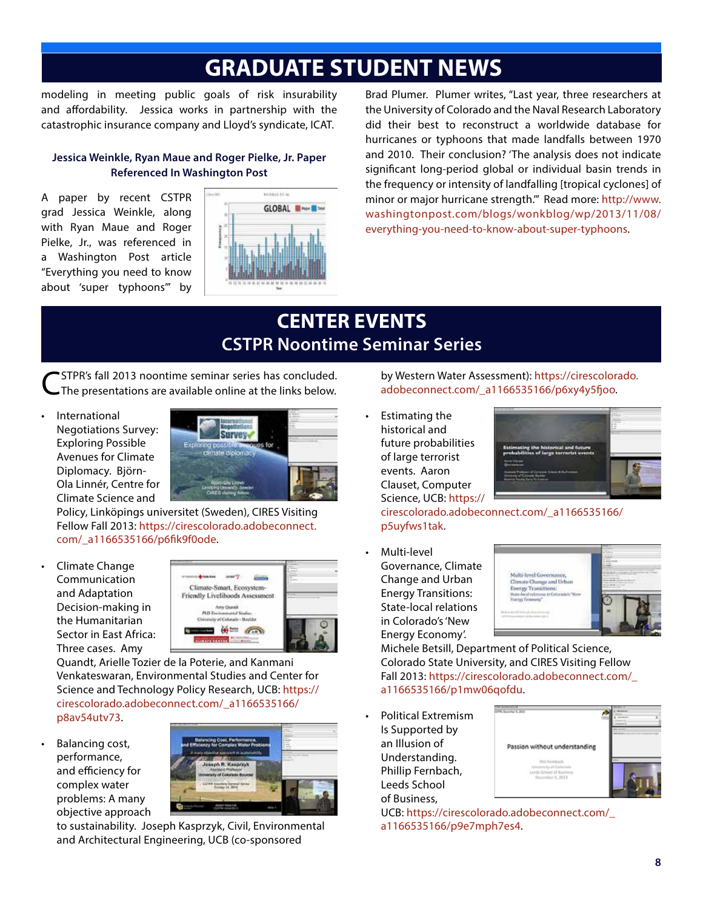# GRADUATE STUDENT NEWS

modeling in meeting public goals of risk insurability and affordability. Jessica works in partnership with the catastrophic insurance company and Lloyd's syndicate, ICAT.

### Jessica Weinkle, Ryan Maue and Roger Pielke, Jr. Paper Referenced In Washington Post

A paper by recent CSTPR grad Jessica Weinkle, along with Ryan Maue and Roger Pielke, Jr., was referenced in a Washington Post article "Everything you need to know about 'super typhoons'" by Brad Plumer. Plumer writes, "Last year, three researchers at the University of Colorado and the Naval Research Laboratory did their best to reconstruct a worldwide database for hurricanes or typhoons that made landfalls between 1970 and 2010. Their conclusion? 'The analysis does not indicate significant long-period global or individual basin trends in the frequency or intensity of landfalling [tropical cyclones] of minor or major hurricane strength.'" Read more: http://www.washingtonpost.com/blogs/wonkblog/wp/2013/11/08/everything-you-need-to-know-about-super-typhoons.

# CENTER EVENTS

## CSTPR Noontime Seminar Series

CSTPR's fall 2013 noontime seminar series has concluded. The presentations are available online at the links below.

- International Negotiations Survey: Exploring Possible Avenues for Climate Diplomacy. Björn-Ola Linnér, Centre for Climate Science and Policy, Linköpings universitet (Sweden), CIRES Visiting Fellow Fall 2013: https://cirescolorado.adobeconnect.com/_a1166535166/p6fik9f0ode.
- Climate Change Communication and Adaptation Decision-making in the Humanitarian Sector in East Africa: Three cases. Amy Quandt, Arielle Tozier de la Poterie, and Kanmani Venkateswaran, Environmental Studies and Center for Science and Technology Policy Research, UCB: https://cirescolorado.adobeconnect.com/_a1166535166/p8av54utv73.
- Balancing cost, performance, and efficiency for complex water problems: A many objective approach to sustainability. Joseph Kasprzyk, Civil, Environmental and Architectural Engineering, UCB (co-sponsored by Western Water Assessment): https://cirescolorado.adobeconnect.com/_a1166535166/p6xy4y5fjoo.
- Estimating the historical and future probabilities of large terrorist events. Aaron Clauset, Computer Science, UCB: https://cirescolorado.adobeconnect.com/_a1166535166/p5uyfws1tak.
- Multi-level Governance, Climate Change and Urban Energy Transitions: State-local relations in Colorado's 'New Energy Economy'. Michele Betsill, Department of Political Science, Colorado State University, and CIRES Visiting Fellow Fall 2013: https://cirescolorado.adobeconnect.com/_a1166535166/p1mw06qofdu.
- Political Extremism Is Supported by an Illusion of Understanding. Phillip Fernbach, Leeds School of Business, UCB: https://cirescolorado.adobeconnect.com/_a1166535166/p9e7mph7es4.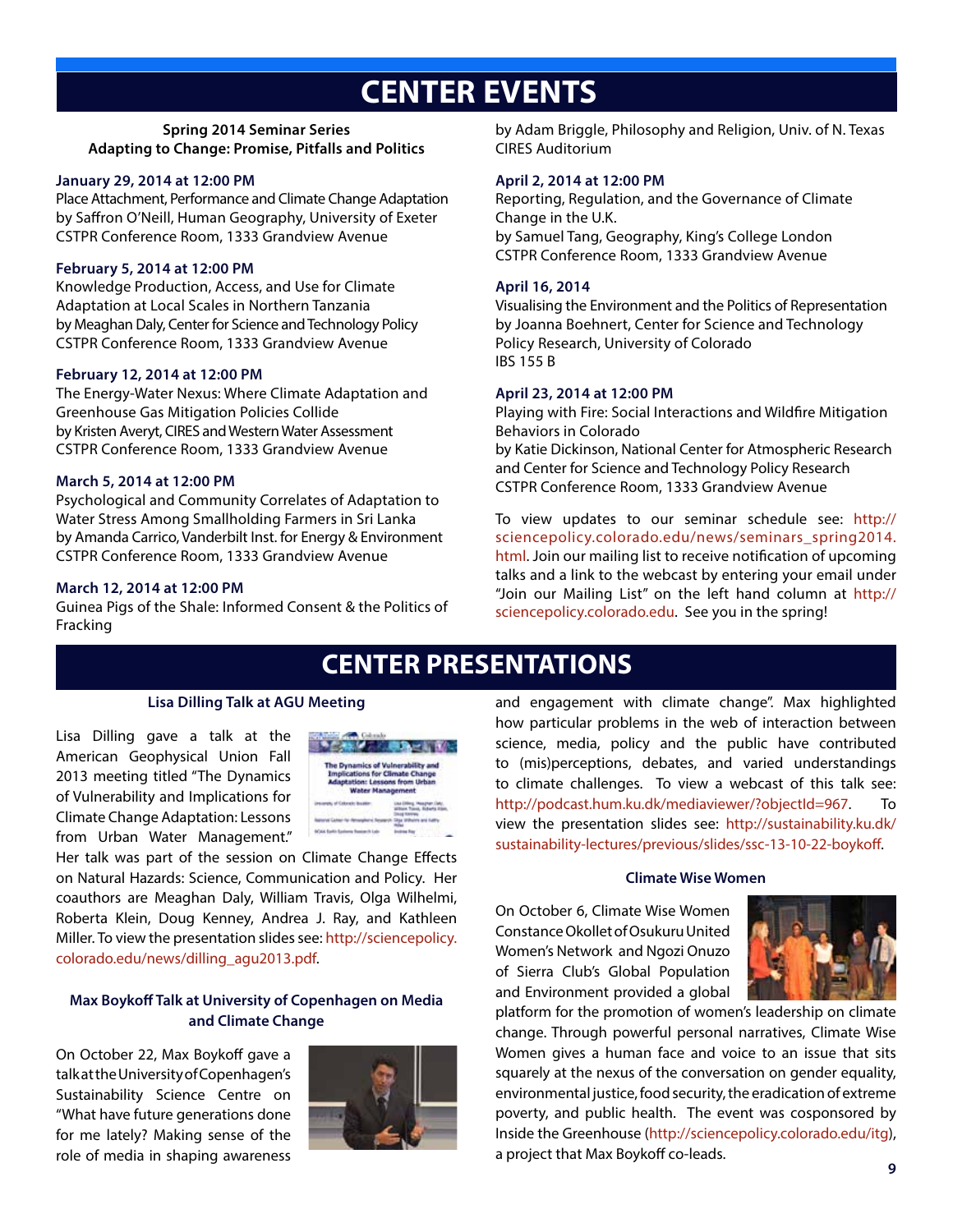# CENTER EVENTS

**Spring 2014 Seminar Series**
**Adapting to Change: Promise, Pitfalls and Politics**

**January 29, 2014 at 12:00 PM**
Place Attachment, Performance and Climate Change Adaptation
by Saffron O'Neill, Human Geography, University of Exeter
CSTPR Conference Room, 1333 Grandview Avenue

**February 5, 2014 at 12:00 PM**
Knowledge Production, Access, and Use for Climate Adaptation at Local Scales in Northern Tanzania
by Meaghan Daly, Center for Science and Technology Policy
CSTPR Conference Room, 1333 Grandview Avenue

**February 12, 2014 at 12:00 PM**
The Energy-Water Nexus: Where Climate Adaptation and Greenhouse Gas Mitigation Policies Collide
by Kristen Averyt, CIRES and Western Water Assessment
CSTPR Conference Room, 1333 Grandview Avenue

**March 5, 2014 at 12:00 PM**
Psychological and Community Correlates of Adaptation to Water Stress Among Smallholding Farmers in Sri Lanka
by Amanda Carrico, Vanderbilt Inst. for Energy & Environment
CSTPR Conference Room, 1333 Grandview Avenue

**March 12, 2014 at 12:00 PM**
Guinea Pigs of the Shale: Informed Consent & the Politics of Fracking
by Adam Briggle, Philosophy and Religion, Univ. of N. Texas
CIRES Auditorium

**April 2, 2014 at 12:00 PM**
Reporting, Regulation, and the Governance of Climate Change in the U.K.
by Samuel Tang, Geography, King's College London
CSTPR Conference Room, 1333 Grandview Avenue

**April 16, 2014**
Visualising the Environment and the Politics of Representation
by Joanna Boehnert, Center for Science and Technology Policy Research, University of Colorado
IBS 155 B

**April 23, 2014 at 12:00 PM**
Playing with Fire: Social Interactions and Wildfire Mitigation Behaviors in Colorado
by Katie Dickinson, National Center for Atmospheric Research and Center for Science and Technology Policy Research
CSTPR Conference Room, 1333 Grandview Avenue

To view updates to our seminar schedule see: http://sciencepolicy.colorado.edu/news/seminars_spring2014.html. Join our mailing list to receive notification of upcoming talks and a link to the webcast by entering your email under "Join our Mailing List" on the left hand column at http://sciencepolicy.colorado.edu. See you in the spring!

# CENTER PRESENTATIONS

### Lisa Dilling Talk at AGU Meeting

Lisa Dilling gave a talk at the American Geophysical Union Fall 2013 meeting titled "The Dynamics of Vulnerability and Implications for Climate Change Adaptation: Lessons from Urban Water Management." Her talk was part of the session on Climate Change Effects on Natural Hazards: Science, Communication and Policy. Her coauthors are Meaghan Daly, William Travis, Olga Wilhelmi, Roberta Klein, Doug Kenney, Andrea J. Ray, and Kathleen Miller. To view the presentation slides see: http://sciencepolicy.colorado.edu/news/dilling_agu2013.pdf.

### Max Boykoff Talk at University of Copenhagen on Media and Climate Change

On October 22, Max Boykoff gave a talk at the University of Copenhagen's Sustainability Science Centre on "What have future generations done for me lately? Making sense of the role of media in shaping awareness and engagement with climate change". Max highlighted how particular problems in the web of interaction between science, media, policy and the public have contributed to (mis)perceptions, debates, and varied understandings to climate challenges. To view a webcast of this talk see: http://podcast.hum.ku.dk/mediaviewer/?objectId=967. To view the presentation slides see: http://sustainability.ku.dk/sustainability-lectures/previous/slides/ssc-13-10-22-boykoff.

### Climate Wise Women

On October 6, Climate Wise Women Constance Okollet of Osukuru United Women's Network and Ngozi Onuzo of Sierra Club's Global Population and Environment provided a global platform for the promotion of women's leadership on climate change. Through powerful personal narratives, Climate Wise Women gives a human face and voice to an issue that sits squarely at the nexus of the conversation on gender equality, environmental justice, food security, the eradication of extreme poverty, and public health. The event was cosponsored by Inside the Greenhouse (http://sciencepolicy.colorado.edu/itg), a project that Max Boykoff co-leads.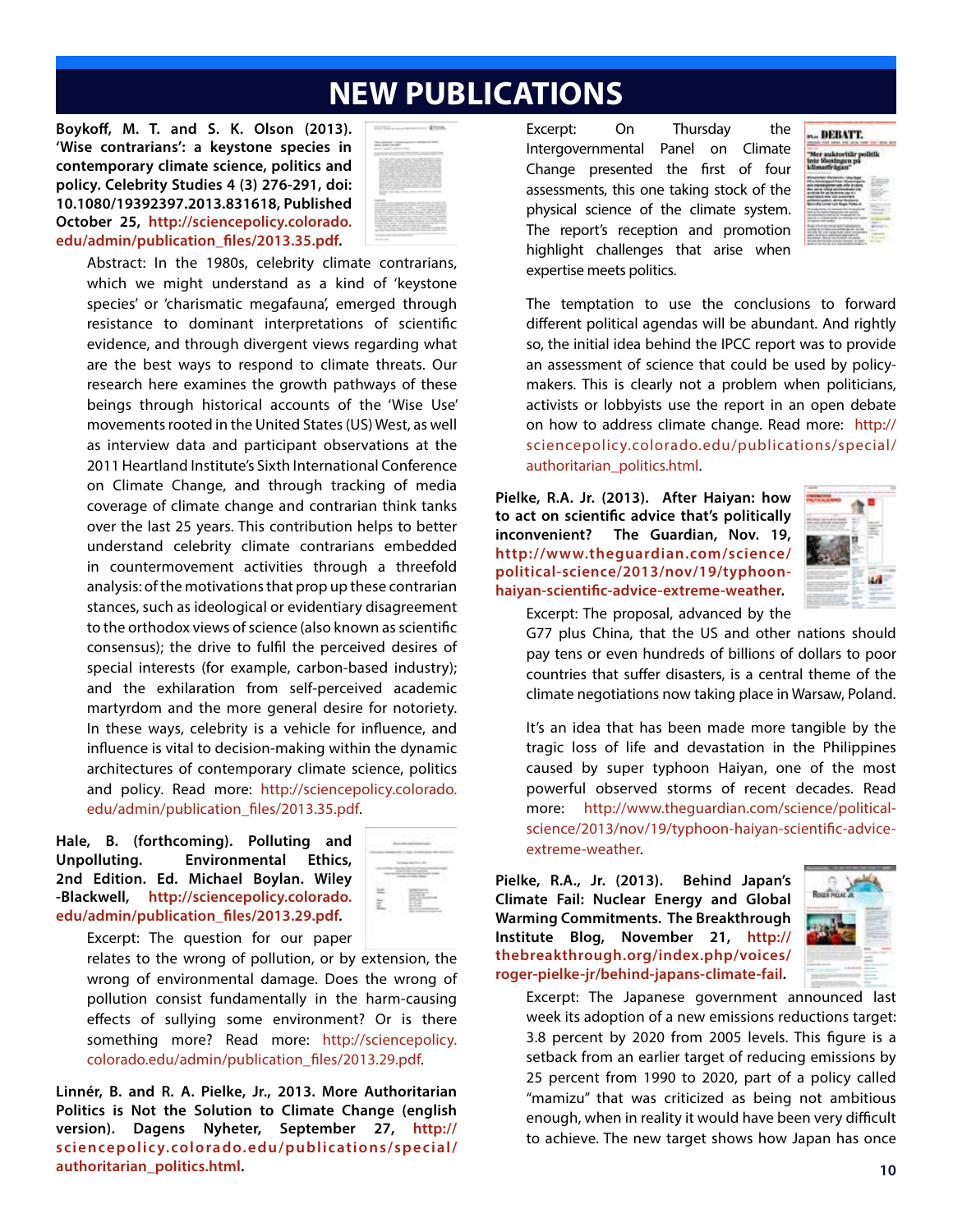# NEW PUBLICATIONS

**Boykoff, M. T. and S. K. Olson (2013). 'Wise contrarians': a keystone species in contemporary climate science, politics and policy. Celebrity Studies 4 (3) 276-291, doi: 10.1080/19392397.2013.831618, Published October 25, http://sciencepolicy.colorado.edu/admin/publication_files/2013.35.pdf.**

Abstract: In the 1980s, celebrity climate contrarians, which we might understand as a kind of 'keystone species' or 'charismatic megafauna', emerged through resistance to dominant interpretations of scientific evidence, and through divergent views regarding what are the best ways to respond to climate threats. Our research here examines the growth pathways of these beings through historical accounts of the 'Wise Use' movements rooted in the United States (US) West, as well as interview data and participant observations at the 2011 Heartland Institute's Sixth International Conference on Climate Change, and through tracking of media coverage of climate change and contrarian think tanks over the last 25 years. This contribution helps to better understand celebrity climate contrarians embedded in countermovement activities through a threefold analysis: of the motivations that prop up these contrarian stances, such as ideological or evidentiary disagreement to the orthodox views of science (also known as scientific consensus); the drive to fulfil the perceived desires of special interests (for example, carbon-based industry); and the exhilaration from self-perceived academic martyrdom and the more general desire for notoriety. In these ways, celebrity is a vehicle for influence, and influence is vital to decision-making within the dynamic architectures of contemporary climate science, politics and policy. Read more: http://sciencepolicy.colorado.edu/admin/publication_files/2013.35.pdf.

**Hale, B. (forthcoming). Polluting and Unpolluting. Environmental Ethics, 2nd Edition. Ed. Michael Boylan. Wiley -Blackwell, http://sciencepolicy.colorado.edu/admin/publication_files/2013.29.pdf.**

Excerpt: The question for our paper relates to the wrong of pollution, or by extension, the wrong of environmental damage. Does the wrong of pollution consist fundamentally in the harm-causing effects of sullying some environment? Or is there something more? Read more: http://sciencepolicy.colorado.edu/admin/publication_files/2013.29.pdf.

**Linnér, B. and R. A. Pielke, Jr., 2013. More Authoritarian Politics is Not the Solution to Climate Change (english version). Dagens Nyheter, September 27, http://sciencepolicy.colorado.edu/publications/special/authoritarian_politics.html.**

Excerpt: On Thursday the Intergovernmental Panel on Climate Change presented the first of four assessments, this one taking stock of the physical science of the climate system. The report's reception and promotion highlight challenges that arise when expertise meets politics.

The temptation to use the conclusions to forward different political agendas will be abundant. And rightly so, the initial idea behind the IPCC report was to provide an assessment of science that could be used by policy-makers. This is clearly not a problem when politicians, activists or lobbyists use the report in an open debate on how to address climate change. Read more: http://sciencepolicy.colorado.edu/publications/special/authoritarian_politics.html.

**Pielke, R.A. Jr. (2013). After Haiyan: how to act on scientific advice that's politically inconvenient? The Guardian, Nov. 19, http://www.theguardian.com/science/political-science/2013/nov/19/typhoon-haiyan-scientific-advice-extreme-weather.**

Excerpt: The proposal, advanced by the G77 plus China, that the US and other nations should pay tens or even hundreds of billions of dollars to poor countries that suffer disasters, is a central theme of the climate negotiations now taking place in Warsaw, Poland.

It's an idea that has been made more tangible by the tragic loss of life and devastation in the Philippines caused by super typhoon Haiyan, one of the most powerful observed storms of recent decades. Read more: http://www.theguardian.com/science/political-science/2013/nov/19/typhoon-haiyan-scientific-advice-extreme-weather.

**Pielke, R.A., Jr. (2013). Behind Japan's Climate Fail: Nuclear Energy and Global Warming Commitments. The Breakthrough Institute Blog, November 21, http://thebreakthrough.org/index.php/voices/roger-pielke-jr/behind-japans-climate-fail.**

Excerpt: The Japanese government announced last week its adoption of a new emissions reductions target: 3.8 percent by 2020 from 2005 levels. This figure is a setback from an earlier target of reducing emissions by 25 percent from 1990 to 2020, part of a policy called "mamizu" that was criticized as being not ambitious enough, when in reality it would have been very difficult to achieve. The new target shows how Japan has once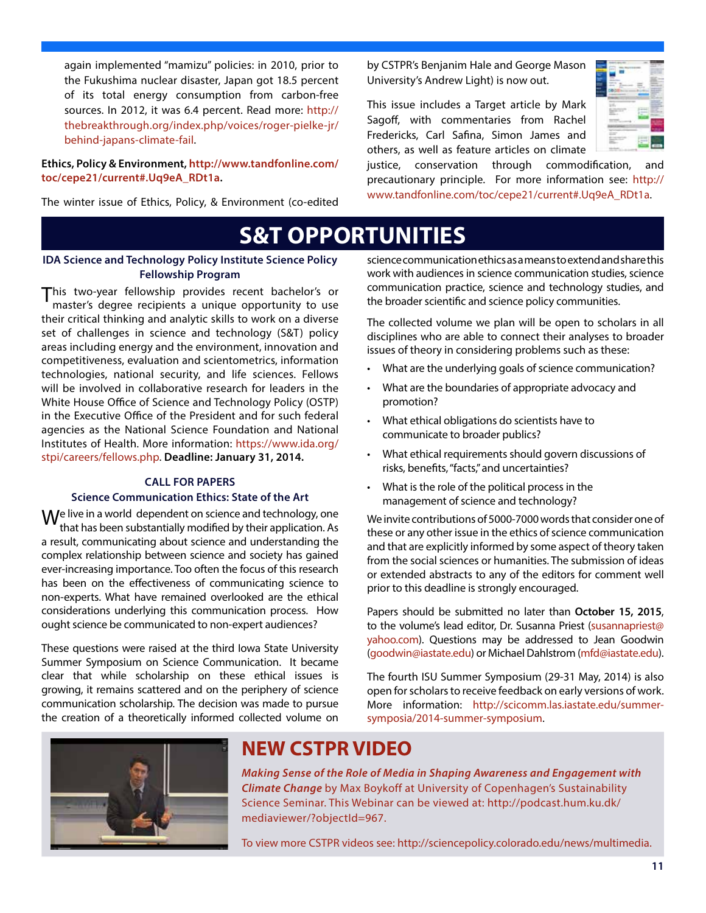again implemented "mamizu" policies: in 2010, prior to the Fukushima nuclear disaster, Japan got 18.5 percent of its total energy consumption from carbon-free sources. In 2012, it was 6.4 percent. Read more: http://thebreakthrough.org/index.php/voices/roger-pielke-jr/behind-japans-climate-fail.

**Ethics, Policy & Environment, http://www.tandfonline.com/toc/cepe21/current#.Uq9eA_RDt1a.**

The winter issue of Ethics, Policy, & Environment (co-edited by CSTPR's Benjamin Hale and George Mason University's Andrew Light) is now out.

This issue includes a Target article by Mark Sagoff, with commentaries from Rachel Fredericks, Carl Safina, Simon James and others, as well as feature articles on climate justice, conservation through commodification, and precautionary principle. For more information see: http://www.tandfonline.com/toc/cepe21/current#.Uq9eA_RDt1a.

# S&T OPPORTUNITIES

### IDA Science and Technology Policy Institute Science Policy Fellowship Program

This two-year fellowship provides recent bachelor's or master's degree recipients a unique opportunity to use their critical thinking and analytic skills to work on a diverse set of challenges in science and technology (S&T) policy areas including energy and the environment, innovation and competitiveness, evaluation and scientometrics, information technologies, national security, and life sciences. Fellows will be involved in collaborative research for leaders in the White House Office of Science and Technology Policy (OSTP) in the Executive Office of the President and for such federal agencies as the National Science Foundation and National Institutes of Health. More information: https://www.ida.org/stpi/careers/fellows.php. **Deadline: January 31, 2014.**

### CALL FOR PAPERS
### Science Communication Ethics: State of the Art

We live in a world dependent on science and technology, one that has been substantially modified by their application. As a result, communicating about science and understanding the complex relationship between science and society has gained ever-increasing importance. Too often the focus of this research has been on the effectiveness of communicating science to non-experts. What have remained overlooked are the ethical considerations underlying this communication process. How ought science be communicated to non-expert audiences?

These questions were raised at the third Iowa State University Summer Symposium on Science Communication. It became clear that while scholarship on these ethical issues is growing, it remains scattered and on the periphery of science communication scholarship. The decision was made to pursue the creation of a theoretically informed collected volume on science communication ethics as a means to extend and share this work with audiences in science communication studies, science communication practice, science and technology studies, and the broader scientific and science policy communities.

The collected volume we plan will be open to scholars in all disciplines who are able to connect their analyses to broader issues of theory in considering problems such as these:

- What are the underlying goals of science communication?
- What are the boundaries of appropriate advocacy and promotion?
- What ethical obligations do scientists have to communicate to broader publics?
- What ethical requirements should govern discussions of risks, benefits, "facts," and uncertainties?
- What is the role of the political process in the management of science and technology?

We invite contributions of 5000-7000 words that consider one of these or any other issue in the ethics of science communication and that are explicitly informed by some aspect of theory taken from the social sciences or humanities. The submission of ideas or extended abstracts to any of the editors for comment well prior to this deadline is strongly encouraged.

Papers should be submitted no later than **October 15, 2015**, to the volume's lead editor, Dr. Susanna Priest (susannapriest@yahoo.com). Questions may be addressed to Jean Goodwin (goodwin@iastate.edu) or Michael Dahlstrom (mfd@iastate.edu).

The fourth ISU Summer Symposium (29-31 May, 2014) is also open for scholars to receive feedback on early versions of work. More information: http://scicomm.las.iastate.edu/summer-symposia/2014-summer-symposium.

# NEW CSTPR VIDEO

***Making Sense of the Role of Media in Shaping Awareness and Engagement with Climate Change*** by Max Boykoff at University of Copenhagen's Sustainability Science Seminar. This Webinar can be viewed at: http://podcast.hum.ku.dk/mediaviewer/?objectId=967.

To view more CSTPR videos see: http://sciencepolicy.colorado.edu/news/multimedia.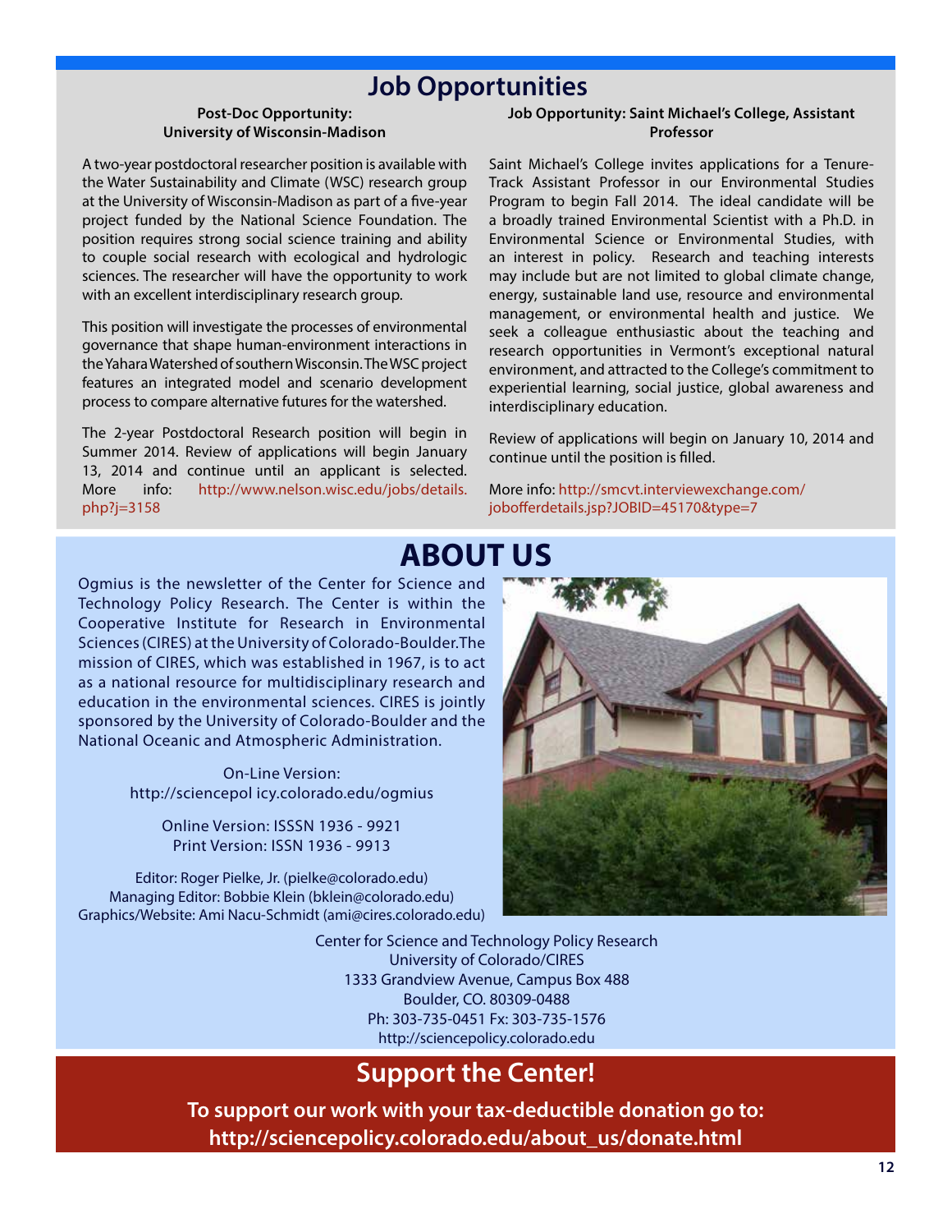# Job Opportunities

### Post-Doc Opportunity: University of Wisconsin-Madison

A two-year postdoctoral researcher position is available with the Water Sustainability and Climate (WSC) research group at the University of Wisconsin-Madison as part of a five-year project funded by the National Science Foundation. The position requires strong social science training and ability to couple social research with ecological and hydrologic sciences. The researcher will have the opportunity to work with an excellent interdisciplinary research group.

This position will investigate the processes of environmental governance that shape human-environment interactions in the Yahara Watershed of southern Wisconsin. The WSC project features an integrated model and scenario development process to compare alternative futures for the watershed.

The 2-year Postdoctoral Research position will begin in Summer 2014. Review of applications will begin January 13, 2014 and continue until an applicant is selected. More info: http://www.nelson.wisc.edu/jobs/details.php?j=3158

### Job Opportunity: Saint Michael's College, Assistant Professor

Saint Michael's College invites applications for a Tenure-Track Assistant Professor in our Environmental Studies Program to begin Fall 2014. The ideal candidate will be a broadly trained Environmental Scientist with a Ph.D. in Environmental Science or Environmental Studies, with an interest in policy. Research and teaching interests may include but are not limited to global climate change, energy, sustainable land use, resource and environmental management, or environmental health and justice. We seek a colleague enthusiastic about the teaching and research opportunities in Vermont's exceptional natural environment, and attracted to the College's commitment to experiential learning, social justice, global awareness and interdisciplinary education.

Review of applications will begin on January 10, 2014 and continue until the position is filled.

More info: http://smcvt.interviewexchange.com/jobofferdetails.jsp?JOBID=45170&type=7

# ABOUT US

Ogmius is the newsletter of the Center for Science and Technology Policy Research. The Center is within the Cooperative Institute for Research in Environmental Sciences (CIRES) at the University of Colorado-Boulder.The mission of CIRES, which was established in 1967, is to act as a national resource for multidisciplinary research and education in the environmental sciences. CIRES is jointly sponsored by the University of Colorado-Boulder and the National Oceanic and Atmospheric Administration.

On-Line Version:
http://sciencepol icy.colorado.edu/ogmius

Online Version: ISSSN 1936 - 9921
Print Version: ISSN 1936 - 9913

Editor: Roger Pielke, Jr. (pielke@colorado.edu)
Managing Editor: Bobbie Klein (bklein@colorado.edu)
Graphics/Website: Ami Nacu-Schmidt (ami@cires.colorado.edu)

Center for Science and Technology Policy Research
University of Colorado/CIRES
1333 Grandview Avenue, Campus Box 488
Boulder, CO. 80309-0488
Ph: 303-735-0451 Fx: 303-735-1576
http://sciencepolicy.colorado.edu

# Support the Center!

**To support our work with your tax-deductible donation go to: http://sciencepolicy.colorado.edu/about_us/donate.html**